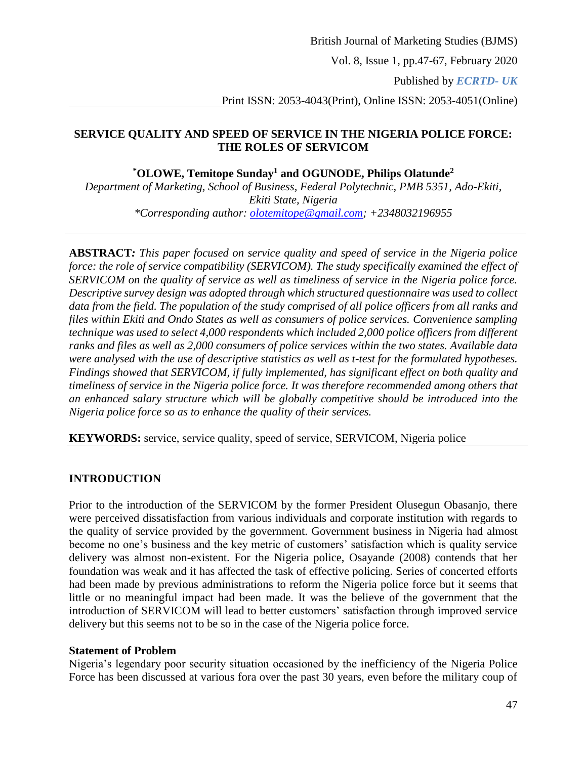# SERVICE QUALITY AND SPEED OF SERVICE IN THE NIGERIA POLICE FORCE: THE ROLES OF SERVICOM

**[*]OLOWE, Temitope Sunday[1] and OGUNODE, Philips Olatunde[2]**

*Department of Marketing, School of Business, Federal Polytechnic, PMB 5351, Ado-Ekiti, Ekiti State, Nigeria*
*\*Corresponding author: olotemitope@gmail.com; +2348032196955*

---

**ABSTRACT:** *This paper focused on service quality and speed of service in the Nigeria police force: the role of service compatibility (SERVICOM). The study specifically examined the effect of SERVICOM on the quality of service as well as timeliness of service in the Nigeria police force. Descriptive survey design was adopted through which structured questionnaire was used to collect data from the field. The population of the study comprised of all police officers from all ranks and files within Ekiti and Ondo States as well as consumers of police services. Convenience sampling technique was used to select 4,000 respondents which included 2,000 police officers from different ranks and files as well as 2,000 consumers of police services within the two states. Available data were analysed with the use of descriptive statistics as well as t-test for the formulated hypotheses. Findings showed that SERVICOM, if fully implemented, has significant effect on both quality and timeliness of service in the Nigeria police force. It was therefore recommended among others that an enhanced salary structure which will be globally competitive should be introduced into the Nigeria police force so as to enhance the quality of their services.*

**KEYWORDS:** service, service quality, speed of service, SERVICOM, Nigeria police

---

## INTRODUCTION

Prior to the introduction of the SERVICOM by the former President Olusegun Obasanjo, there were perceived dissatisfaction from various individuals and corporate institution with regards to the quality of service provided by the government. Government business in Nigeria had almost become no one's business and the key metric of customers' satisfaction which is quality service delivery was almost non-existent. For the Nigeria police, Osayande (2008) contends that her foundation was weak and it has affected the task of effective policing. Series of concerted efforts had been made by previous administrations to reform the Nigeria police force but it seems that little or no meaningful impact had been made. It was the believe of the government that the introduction of SERVICOM will lead to better customers' satisfaction through improved service delivery but this seems not to be so in the case of the Nigeria police force.

### Statement of Problem

Nigeria's legendary poor security situation occasioned by the inefficiency of the Nigeria Police Force has been discussed at various fora over the past 30 years, even before the military coup of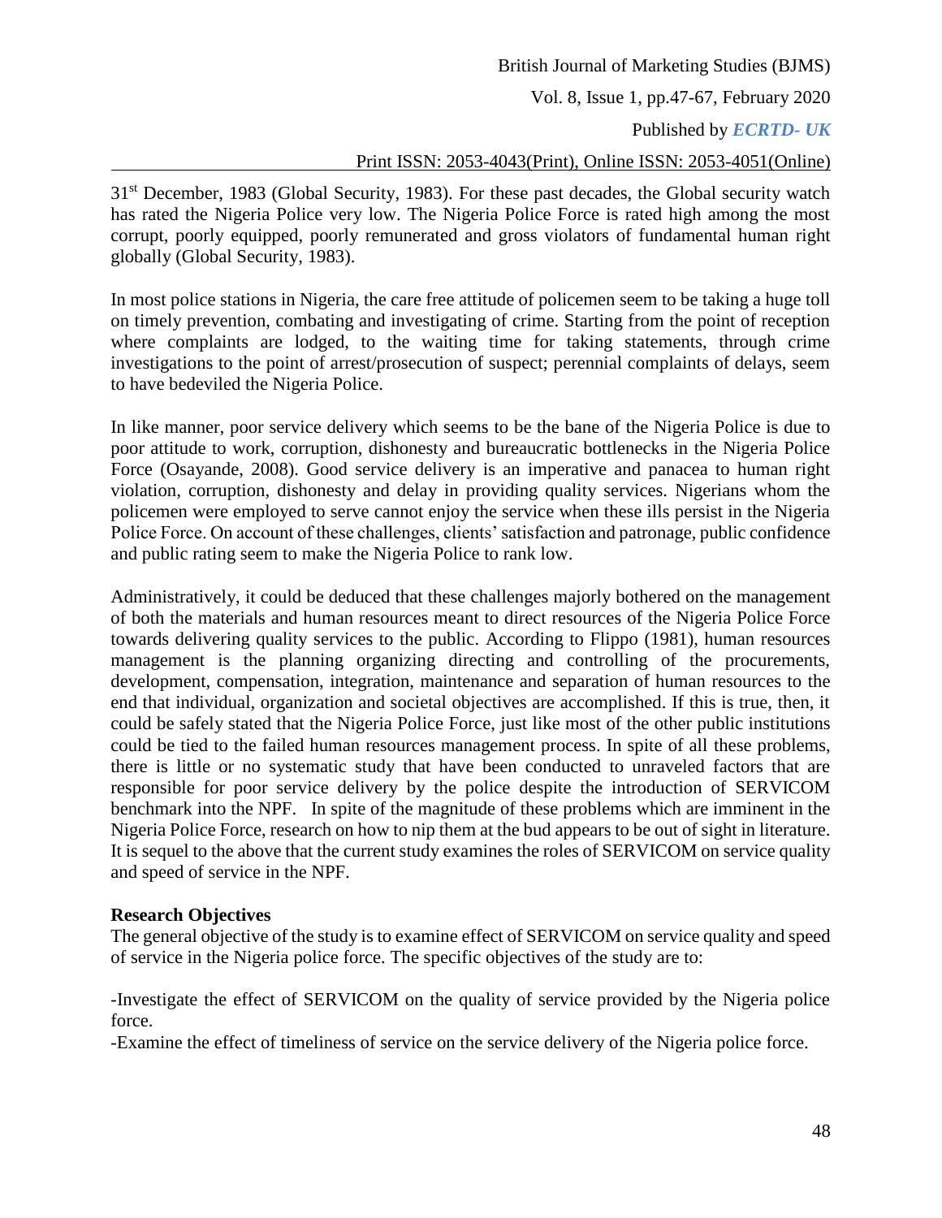31[st] December, 1983 (Global Security, 1983). For these past decades, the Global security watch has rated the Nigeria Police very low. The Nigeria Police Force is rated high among the most corrupt, poorly equipped, poorly remunerated and gross violators of fundamental human right globally (Global Security, 1983).

In most police stations in Nigeria, the care free attitude of policemen seem to be taking a huge toll on timely prevention, combating and investigating of crime. Starting from the point of reception where complaints are lodged, to the waiting time for taking statements, through crime investigations to the point of arrest/prosecution of suspect; perennial complaints of delays, seem to have bedeviled the Nigeria Police.

In like manner, poor service delivery which seems to be the bane of the Nigeria Police is due to poor attitude to work, corruption, dishonesty and bureaucratic bottlenecks in the Nigeria Police Force (Osayande, 2008). Good service delivery is an imperative and panacea to human right violation, corruption, dishonesty and delay in providing quality services. Nigerians whom the policemen were employed to serve cannot enjoy the service when these ills persist in the Nigeria Police Force. On account of these challenges, clients' satisfaction and patronage, public confidence and public rating seem to make the Nigeria Police to rank low.

Administratively, it could be deduced that these challenges majorly bothered on the management of both the materials and human resources meant to direct resources of the Nigeria Police Force towards delivering quality services to the public. According to Flippo (1981), human resources management is the planning organizing directing and controlling of the procurements, development, compensation, integration, maintenance and separation of human resources to the end that individual, organization and societal objectives are accomplished. If this is true, then, it could be safely stated that the Nigeria Police Force, just like most of the other public institutions could be tied to the failed human resources management process. In spite of all these problems, there is little or no systematic study that have been conducted to unraveled factors that are responsible for poor service delivery by the police despite the introduction of SERVICOM benchmark into the NPF. In spite of the magnitude of these problems which are imminent in the Nigeria Police Force, research on how to nip them at the bud appears to be out of sight in literature. It is sequel to the above that the current study examines the roles of SERVICOM on service quality and speed of service in the NPF.

**Research Objectives**

The general objective of the study is to examine effect of SERVICOM on service quality and speed of service in the Nigeria police force. The specific objectives of the study are to:

-Investigate the effect of SERVICOM on the quality of service provided by the Nigeria police force.

-Examine the effect of timeliness of service on the service delivery of the Nigeria police force.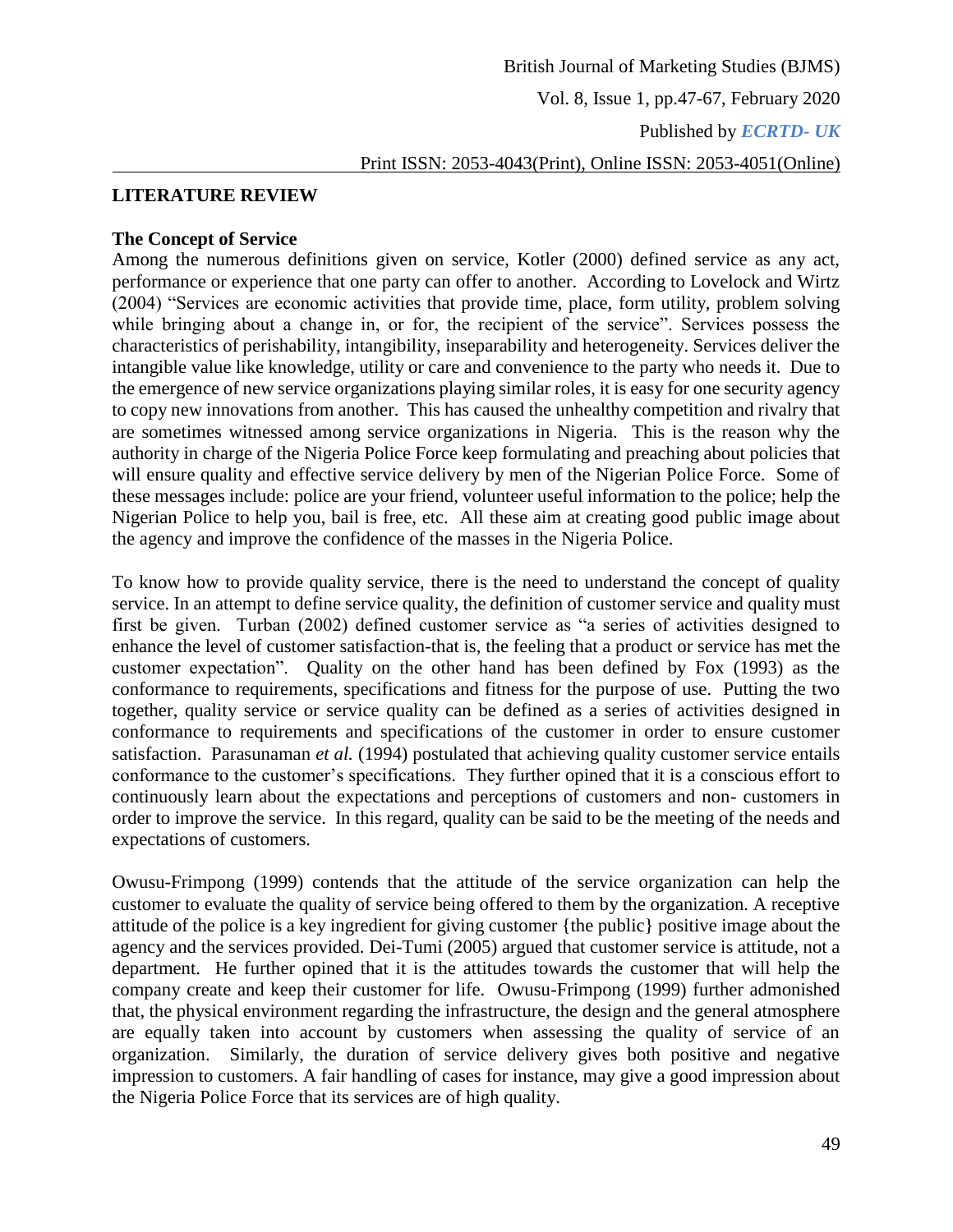## LITERATURE REVIEW

### The Concept of Service

Among the numerous definitions given on service, Kotler (2000) defined service as any act, performance or experience that one party can offer to another. According to Lovelock and Wirtz (2004) "Services are economic activities that provide time, place, form utility, problem solving while bringing about a change in, or for, the recipient of the service". Services possess the characteristics of perishability, intangibility, inseparability and heterogeneity. Services deliver the intangible value like knowledge, utility or care and convenience to the party who needs it. Due to the emergence of new service organizations playing similar roles, it is easy for one security agency to copy new innovations from another. This has caused the unhealthy competition and rivalry that are sometimes witnessed among service organizations in Nigeria. This is the reason why the authority in charge of the Nigeria Police Force keep formulating and preaching about policies that will ensure quality and effective service delivery by men of the Nigerian Police Force. Some of these messages include: police are your friend, volunteer useful information to the police; help the Nigerian Police to help you, bail is free, etc. All these aim at creating good public image about the agency and improve the confidence of the masses in the Nigeria Police.

To know how to provide quality service, there is the need to understand the concept of quality service. In an attempt to define service quality, the definition of customer service and quality must first be given. Turban (2002) defined customer service as "a series of activities designed to enhance the level of customer satisfaction-that is, the feeling that a product or service has met the customer expectation". Quality on the other hand has been defined by Fox (1993) as the conformance to requirements, specifications and fitness for the purpose of use. Putting the two together, quality service or service quality can be defined as a series of activities designed in conformance to requirements and specifications of the customer in order to ensure customer satisfaction. Parasunaman *et al.* (1994) postulated that achieving quality customer service entails conformance to the customer's specifications. They further opined that it is a conscious effort to continuously learn about the expectations and perceptions of customers and non- customers in order to improve the service. In this regard, quality can be said to be the meeting of the needs and expectations of customers.

Owusu-Frimpong (1999) contends that the attitude of the service organization can help the customer to evaluate the quality of service being offered to them by the organization. A receptive attitude of the police is a key ingredient for giving customer {the public} positive image about the agency and the services provided. Dei-Tumi (2005) argued that customer service is attitude, not a department. He further opined that it is the attitudes towards the customer that will help the company create and keep their customer for life. Owusu-Frimpong (1999) further admonished that, the physical environment regarding the infrastructure, the design and the general atmosphere are equally taken into account by customers when assessing the quality of service of an organization. Similarly, the duration of service delivery gives both positive and negative impression to customers. A fair handling of cases for instance, may give a good impression about the Nigeria Police Force that its services are of high quality.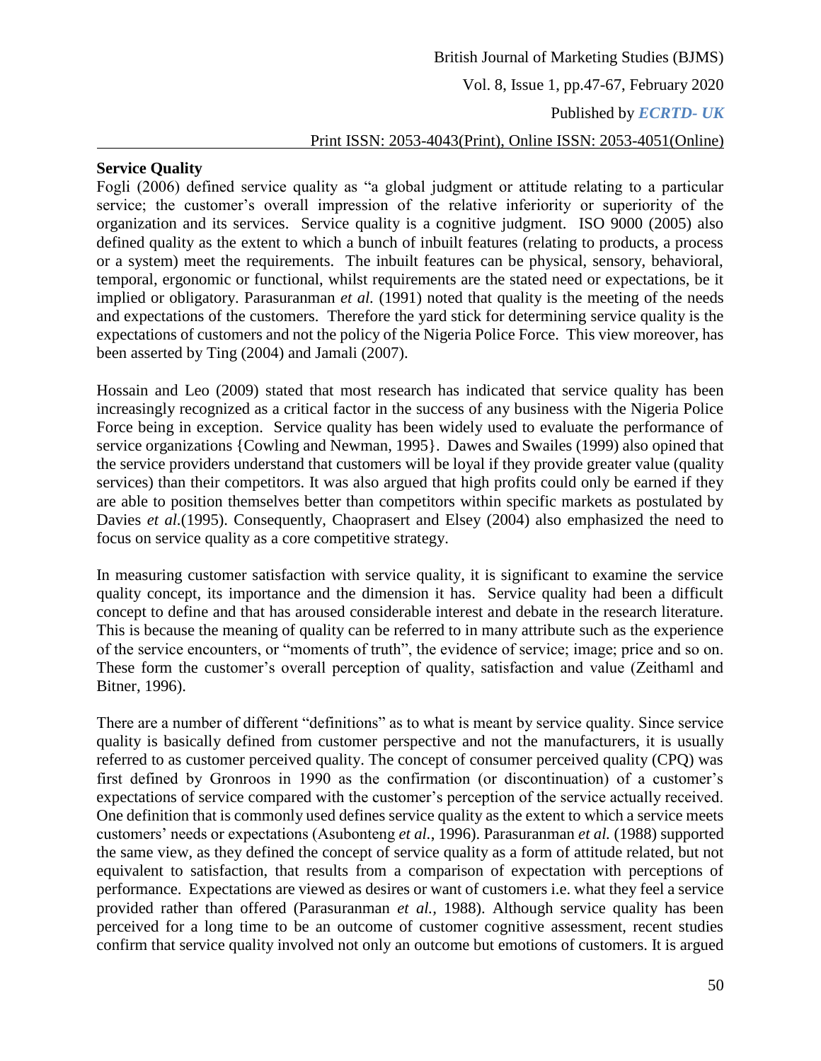## Service Quality

Fogli (2006) defined service quality as "a global judgment or attitude relating to a particular service; the customer's overall impression of the relative inferiority or superiority of the organization and its services. Service quality is a cognitive judgment. ISO 9000 (2005) also defined quality as the extent to which a bunch of inbuilt features (relating to products, a process or a system) meet the requirements. The inbuilt features can be physical, sensory, behavioral, temporal, ergonomic or functional, whilst requirements are the stated need or expectations, be it implied or obligatory. Parasuranman *et al.* (1991) noted that quality is the meeting of the needs and expectations of the customers. Therefore the yard stick for determining service quality is the expectations of customers and not the policy of the Nigeria Police Force. This view moreover, has been asserted by Ting (2004) and Jamali (2007).

Hossain and Leo (2009) stated that most research has indicated that service quality has been increasingly recognized as a critical factor in the success of any business with the Nigeria Police Force being in exception. Service quality has been widely used to evaluate the performance of service organizations {Cowling and Newman, 1995}. Dawes and Swailes (1999) also opined that the service providers understand that customers will be loyal if they provide greater value (quality services) than their competitors. It was also argued that high profits could only be earned if they are able to position themselves better than competitors within specific markets as postulated by Davies *et al.*(1995). Consequently, Chaoprasert and Elsey (2004) also emphasized the need to focus on service quality as a core competitive strategy.

In measuring customer satisfaction with service quality, it is significant to examine the service quality concept, its importance and the dimension it has. Service quality had been a difficult concept to define and that has aroused considerable interest and debate in the research literature. This is because the meaning of quality can be referred to in many attribute such as the experience of the service encounters, or "moments of truth", the evidence of service; image; price and so on. These form the customer's overall perception of quality, satisfaction and value (Zeithaml and Bitner, 1996).

There are a number of different "definitions" as to what is meant by service quality. Since service quality is basically defined from customer perspective and not the manufacturers, it is usually referred to as customer perceived quality. The concept of consumer perceived quality (CPQ) was first defined by Gronroos in 1990 as the confirmation (or discontinuation) of a customer's expectations of service compared with the customer's perception of the service actually received. One definition that is commonly used defines service quality as the extent to which a service meets customers' needs or expectations (Asubonteng *et al.*, 1996). Parasuranman *et al.* (1988) supported the same view, as they defined the concept of service quality as a form of attitude related, but not equivalent to satisfaction, that results from a comparison of expectation with perceptions of performance. Expectations are viewed as desires or want of customers i.e. what they feel a service provided rather than offered (Parasuranman *et al.*, 1988). Although service quality has been perceived for a long time to be an outcome of customer cognitive assessment, recent studies confirm that service quality involved not only an outcome but emotions of customers. It is argued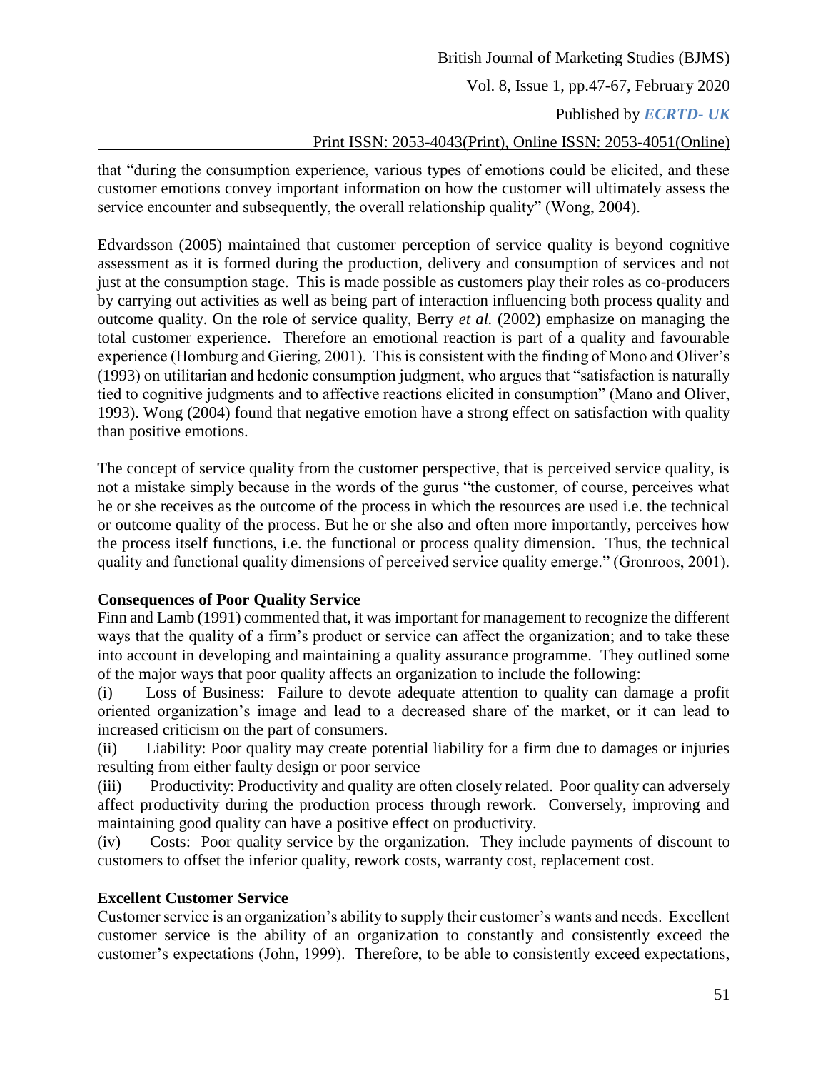that "during the consumption experience, various types of emotions could be elicited, and these customer emotions convey important information on how the customer will ultimately assess the service encounter and subsequently, the overall relationship quality" (Wong, 2004).

Edvardsson (2005) maintained that customer perception of service quality is beyond cognitive assessment as it is formed during the production, delivery and consumption of services and not just at the consumption stage. This is made possible as customers play their roles as co-producers by carrying out activities as well as being part of interaction influencing both process quality and outcome quality. On the role of service quality, Berry *et al.* (2002) emphasize on managing the total customer experience. Therefore an emotional reaction is part of a quality and favourable experience (Homburg and Giering, 2001). This is consistent with the finding of Mono and Oliver's (1993) on utilitarian and hedonic consumption judgment, who argues that "satisfaction is naturally tied to cognitive judgments and to affective reactions elicited in consumption" (Mano and Oliver, 1993). Wong (2004) found that negative emotion have a strong effect on satisfaction with quality than positive emotions.

The concept of service quality from the customer perspective, that is perceived service quality, is not a mistake simply because in the words of the gurus "the customer, of course, perceives what he or she receives as the outcome of the process in which the resources are used i.e. the technical or outcome quality of the process. But he or she also and often more importantly, perceives how the process itself functions, i.e. the functional or process quality dimension. Thus, the technical quality and functional quality dimensions of perceived service quality emerge." (Gronroos, 2001).

**Consequences of Poor Quality Service**

Finn and Lamb (1991) commented that, it was important for management to recognize the different ways that the quality of a firm's product or service can affect the organization; and to take these into account in developing and maintaining a quality assurance programme. They outlined some of the major ways that poor quality affects an organization to include the following:

(i) Loss of Business: Failure to devote adequate attention to quality can damage a profit oriented organization's image and lead to a decreased share of the market, or it can lead to increased criticism on the part of consumers.

(ii) Liability: Poor quality may create potential liability for a firm due to damages or injuries resulting from either faulty design or poor service

(iii) Productivity: Productivity and quality are often closely related. Poor quality can adversely affect productivity during the production process through rework. Conversely, improving and maintaining good quality can have a positive effect on productivity.

(iv) Costs: Poor quality service by the organization. They include payments of discount to customers to offset the inferior quality, rework costs, warranty cost, replacement cost.

**Excellent Customer Service**

Customer service is an organization's ability to supply their customer's wants and needs. Excellent customer service is the ability of an organization to constantly and consistently exceed the customer's expectations (John, 1999). Therefore, to be able to consistently exceed expectations,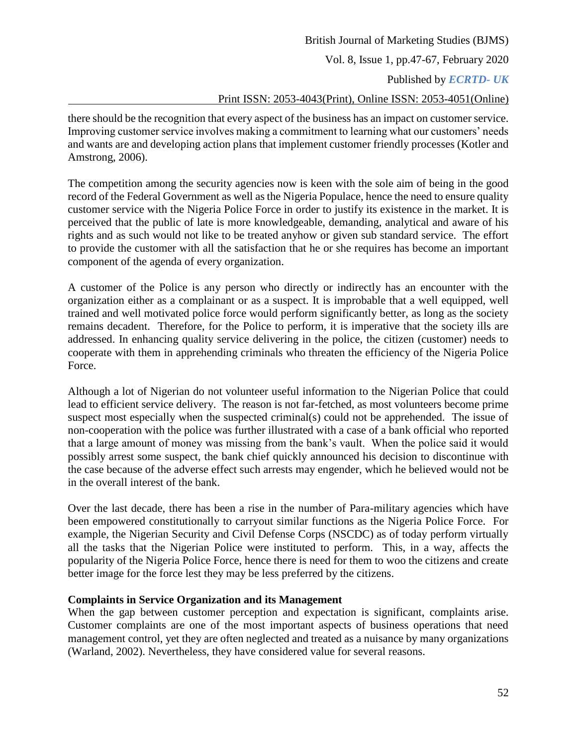there should be the recognition that every aspect of the business has an impact on customer service. Improving customer service involves making a commitment to learning what our customers' needs and wants are and developing action plans that implement customer friendly processes (Kotler and Amstrong, 2006).

The competition among the security agencies now is keen with the sole aim of being in the good record of the Federal Government as well as the Nigeria Populace, hence the need to ensure quality customer service with the Nigeria Police Force in order to justify its existence in the market. It is perceived that the public of late is more knowledgeable, demanding, analytical and aware of his rights and as such would not like to be treated anyhow or given sub standard service. The effort to provide the customer with all the satisfaction that he or she requires has become an important component of the agenda of every organization.

A customer of the Police is any person who directly or indirectly has an encounter with the organization either as a complainant or as a suspect. It is improbable that a well equipped, well trained and well motivated police force would perform significantly better, as long as the society remains decadent. Therefore, for the Police to perform, it is imperative that the society ills are addressed. In enhancing quality service delivering in the police, the citizen (customer) needs to cooperate with them in apprehending criminals who threaten the efficiency of the Nigeria Police Force.

Although a lot of Nigerian do not volunteer useful information to the Nigerian Police that could lead to efficient service delivery. The reason is not far-fetched, as most volunteers become prime suspect most especially when the suspected criminal(s) could not be apprehended. The issue of non-cooperation with the police was further illustrated with a case of a bank official who reported that a large amount of money was missing from the bank's vault. When the police said it would possibly arrest some suspect, the bank chief quickly announced his decision to discontinue with the case because of the adverse effect such arrests may engender, which he believed would not be in the overall interest of the bank.

Over the last decade, there has been a rise in the number of Para-military agencies which have been empowered constitutionally to carryout similar functions as the Nigeria Police Force. For example, the Nigerian Security and Civil Defense Corps (NSCDC) as of today perform virtually all the tasks that the Nigerian Police were instituted to perform. This, in a way, affects the popularity of the Nigeria Police Force, hence there is need for them to woo the citizens and create better image for the force lest they may be less preferred by the citizens.

**Complaints in Service Organization and its Management**

When the gap between customer perception and expectation is significant, complaints arise. Customer complaints are one of the most important aspects of business operations that need management control, yet they are often neglected and treated as a nuisance by many organizations (Warland, 2002). Nevertheless, they have considered value for several reasons.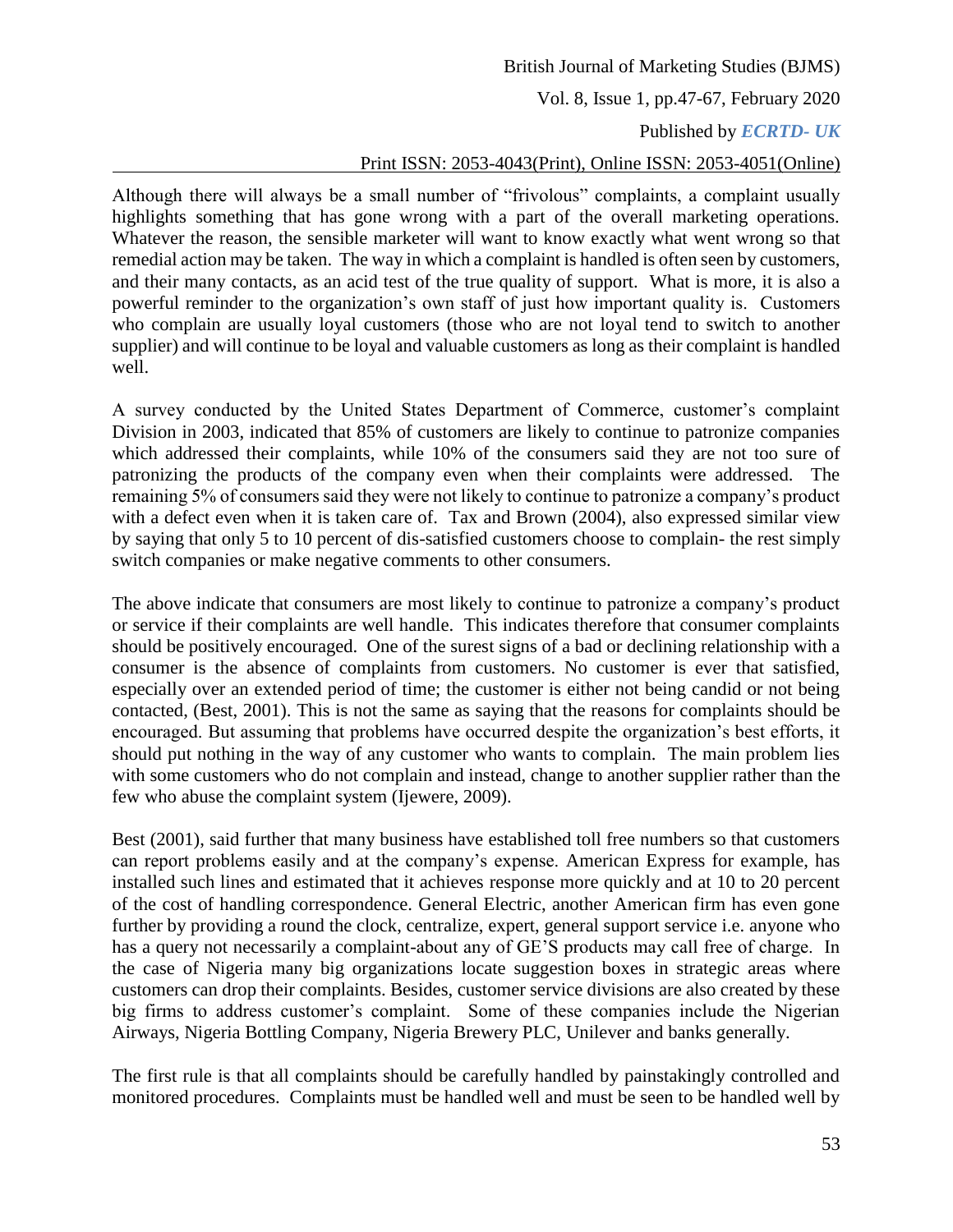Although there will always be a small number of "frivolous" complaints, a complaint usually highlights something that has gone wrong with a part of the overall marketing operations. Whatever the reason, the sensible marketer will want to know exactly what went wrong so that remedial action may be taken. The way in which a complaint is handled is often seen by customers, and their many contacts, as an acid test of the true quality of support. What is more, it is also a powerful reminder to the organization's own staff of just how important quality is. Customers who complain are usually loyal customers (those who are not loyal tend to switch to another supplier) and will continue to be loyal and valuable customers as long as their complaint is handled well.

A survey conducted by the United States Department of Commerce, customer's complaint Division in 2003, indicated that 85% of customers are likely to continue to patronize companies which addressed their complaints, while 10% of the consumers said they are not too sure of patronizing the products of the company even when their complaints were addressed. The remaining 5% of consumers said they were not likely to continue to patronize a company's product with a defect even when it is taken care of. Tax and Brown (2004), also expressed similar view by saying that only 5 to 10 percent of dis-satisfied customers choose to complain- the rest simply switch companies or make negative comments to other consumers.

The above indicate that consumers are most likely to continue to patronize a company's product or service if their complaints are well handle. This indicates therefore that consumer complaints should be positively encouraged. One of the surest signs of a bad or declining relationship with a consumer is the absence of complaints from customers. No customer is ever that satisfied, especially over an extended period of time; the customer is either not being candid or not being contacted, (Best, 2001). This is not the same as saying that the reasons for complaints should be encouraged. But assuming that problems have occurred despite the organization's best efforts, it should put nothing in the way of any customer who wants to complain. The main problem lies with some customers who do not complain and instead, change to another supplier rather than the few who abuse the complaint system (Ijewere, 2009).

Best (2001), said further that many business have established toll free numbers so that customers can report problems easily and at the company's expense. American Express for example, has installed such lines and estimated that it achieves response more quickly and at 10 to 20 percent of the cost of handling correspondence. General Electric, another American firm has even gone further by providing a round the clock, centralize, expert, general support service i.e. anyone who has a query not necessarily a complaint-about any of GE'S products may call free of charge. In the case of Nigeria many big organizations locate suggestion boxes in strategic areas where customers can drop their complaints. Besides, customer service divisions are also created by these big firms to address customer's complaint. Some of these companies include the Nigerian Airways, Nigeria Bottling Company, Nigeria Brewery PLC, Unilever and banks generally.

The first rule is that all complaints should be carefully handled by painstakingly controlled and monitored procedures. Complaints must be handled well and must be seen to be handled well by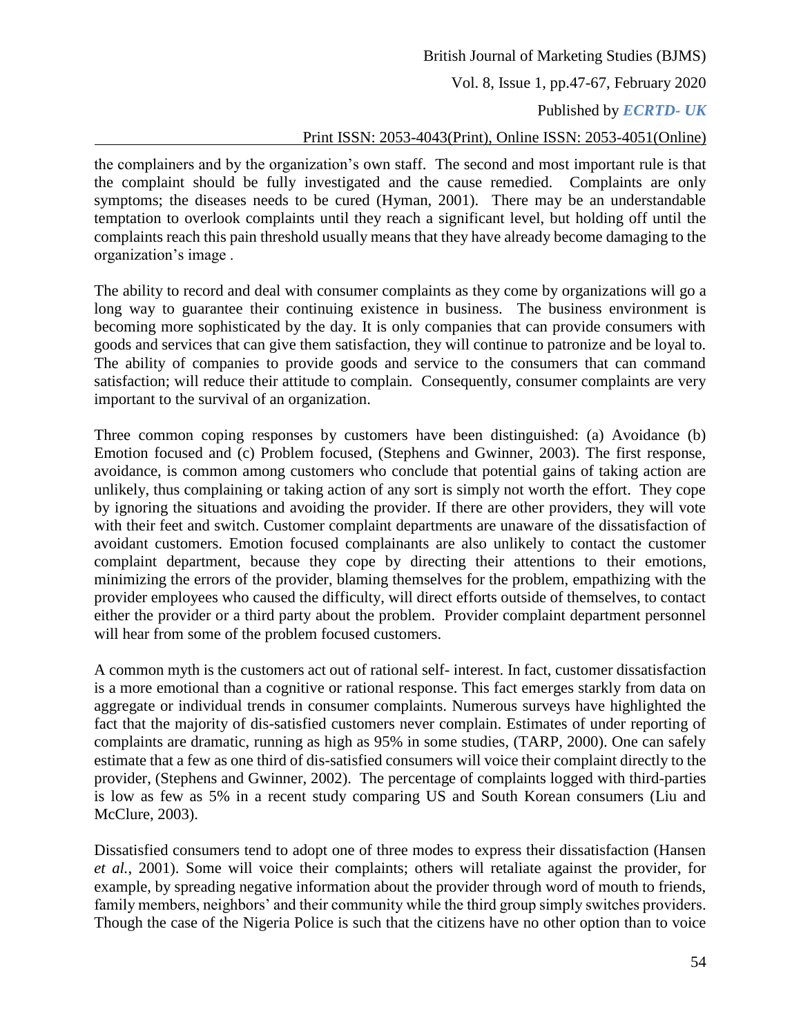the complainers and by the organization's own staff. The second and most important rule is that the complaint should be fully investigated and the cause remedied. Complaints are only symptoms; the diseases needs to be cured (Hyman, 2001). There may be an understandable temptation to overlook complaints until they reach a significant level, but holding off until the complaints reach this pain threshold usually means that they have already become damaging to the organization's image .

The ability to record and deal with consumer complaints as they come by organizations will go a long way to guarantee their continuing existence in business. The business environment is becoming more sophisticated by the day. It is only companies that can provide consumers with goods and services that can give them satisfaction, they will continue to patronize and be loyal to. The ability of companies to provide goods and service to the consumers that can command satisfaction; will reduce their attitude to complain. Consequently, consumer complaints are very important to the survival of an organization.

Three common coping responses by customers have been distinguished: (a) Avoidance (b) Emotion focused and (c) Problem focused, (Stephens and Gwinner, 2003). The first response, avoidance, is common among customers who conclude that potential gains of taking action are unlikely, thus complaining or taking action of any sort is simply not worth the effort. They cope by ignoring the situations and avoiding the provider. If there are other providers, they will vote with their feet and switch. Customer complaint departments are unaware of the dissatisfaction of avoidant customers. Emotion focused complainants are also unlikely to contact the customer complaint department, because they cope by directing their attentions to their emotions, minimizing the errors of the provider, blaming themselves for the problem, empathizing with the provider employees who caused the difficulty, will direct efforts outside of themselves, to contact either the provider or a third party about the problem. Provider complaint department personnel will hear from some of the problem focused customers.

A common myth is the customers act out of rational self- interest. In fact, customer dissatisfaction is a more emotional than a cognitive or rational response. This fact emerges starkly from data on aggregate or individual trends in consumer complaints. Numerous surveys have highlighted the fact that the majority of dis-satisfied customers never complain. Estimates of under reporting of complaints are dramatic, running as high as 95% in some studies, (TARP, 2000). One can safely estimate that a few as one third of dis-satisfied consumers will voice their complaint directly to the provider, (Stephens and Gwinner, 2002). The percentage of complaints logged with third-parties is low as few as 5% in a recent study comparing US and South Korean consumers (Liu and McClure, 2003).

Dissatisfied consumers tend to adopt one of three modes to express their dissatisfaction (Hansen *et al.*, 2001). Some will voice their complaints; others will retaliate against the provider, for example, by spreading negative information about the provider through word of mouth to friends, family members, neighbors' and their community while the third group simply switches providers. Though the case of the Nigeria Police is such that the citizens have no other option than to voice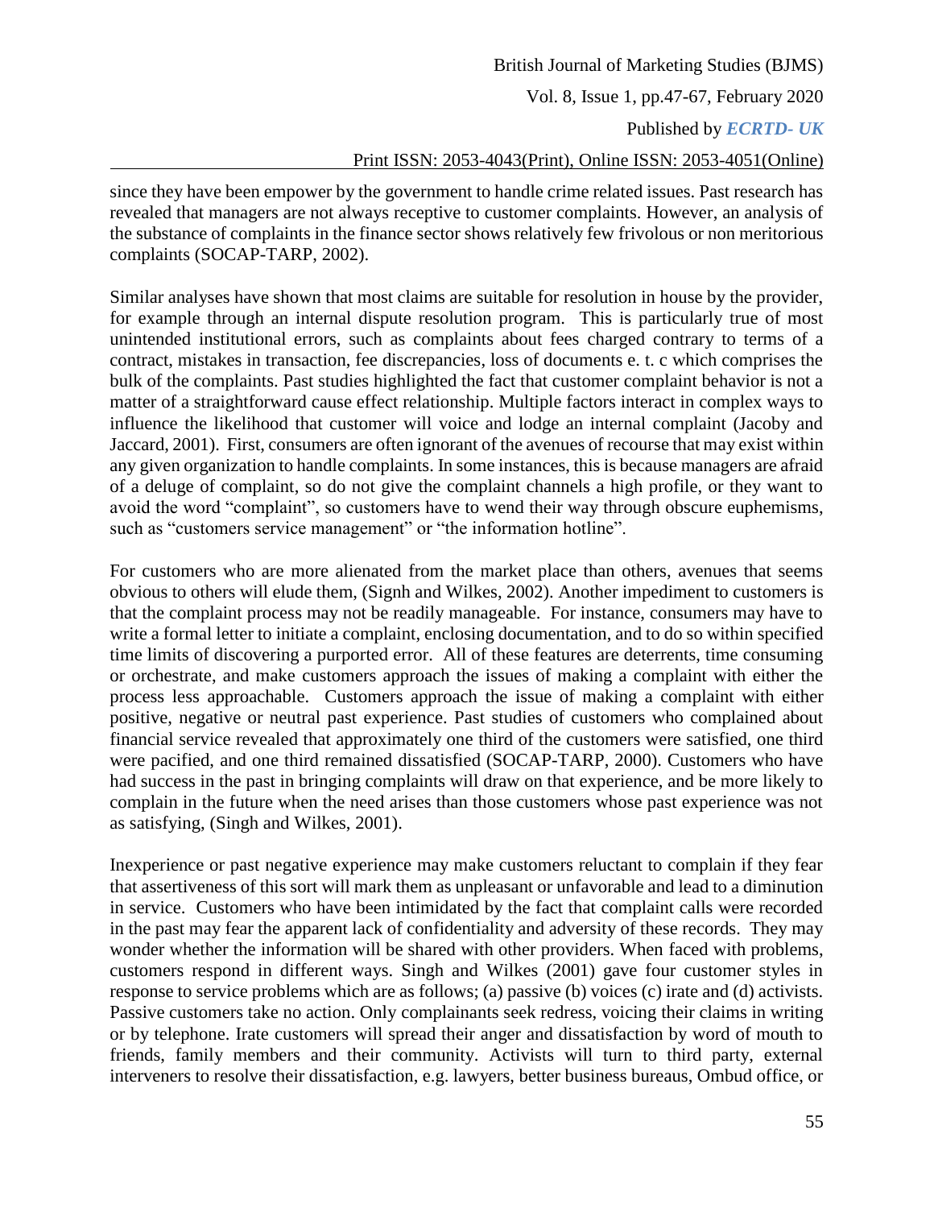since they have been empower by the government to handle crime related issues. Past research has revealed that managers are not always receptive to customer complaints. However, an analysis of the substance of complaints in the finance sector shows relatively few frivolous or non meritorious complaints (SOCAP-TARP, 2002).

Similar analyses have shown that most claims are suitable for resolution in house by the provider, for example through an internal dispute resolution program. This is particularly true of most unintended institutional errors, such as complaints about fees charged contrary to terms of a contract, mistakes in transaction, fee discrepancies, loss of documents e. t. c which comprises the bulk of the complaints. Past studies highlighted the fact that customer complaint behavior is not a matter of a straightforward cause effect relationship. Multiple factors interact in complex ways to influence the likelihood that customer will voice and lodge an internal complaint (Jacoby and Jaccard, 2001). First, consumers are often ignorant of the avenues of recourse that may exist within any given organization to handle complaints. In some instances, this is because managers are afraid of a deluge of complaint, so do not give the complaint channels a high profile, or they want to avoid the word "complaint", so customers have to wend their way through obscure euphemisms, such as "customers service management" or "the information hotline".

For customers who are more alienated from the market place than others, avenues that seems obvious to others will elude them, (Signh and Wilkes, 2002). Another impediment to customers is that the complaint process may not be readily manageable. For instance, consumers may have to write a formal letter to initiate a complaint, enclosing documentation, and to do so within specified time limits of discovering a purported error. All of these features are deterrents, time consuming or orchestrate, and make customers approach the issues of making a complaint with either the process less approachable. Customers approach the issue of making a complaint with either positive, negative or neutral past experience. Past studies of customers who complained about financial service revealed that approximately one third of the customers were satisfied, one third were pacified, and one third remained dissatisfied (SOCAP-TARP, 2000). Customers who have had success in the past in bringing complaints will draw on that experience, and be more likely to complain in the future when the need arises than those customers whose past experience was not as satisfying, (Singh and Wilkes, 2001).

Inexperience or past negative experience may make customers reluctant to complain if they fear that assertiveness of this sort will mark them as unpleasant or unfavorable and lead to a diminution in service. Customers who have been intimidated by the fact that complaint calls were recorded in the past may fear the apparent lack of confidentiality and adversity of these records. They may wonder whether the information will be shared with other providers. When faced with problems, customers respond in different ways. Singh and Wilkes (2001) gave four customer styles in response to service problems which are as follows; (a) passive (b) voices (c) irate and (d) activists. Passive customers take no action. Only complainants seek redress, voicing their claims in writing or by telephone. Irate customers will spread their anger and dissatisfaction by word of mouth to friends, family members and their community. Activists will turn to third party, external interveners to resolve their dissatisfaction, e.g. lawyers, better business bureaus, Ombud office, or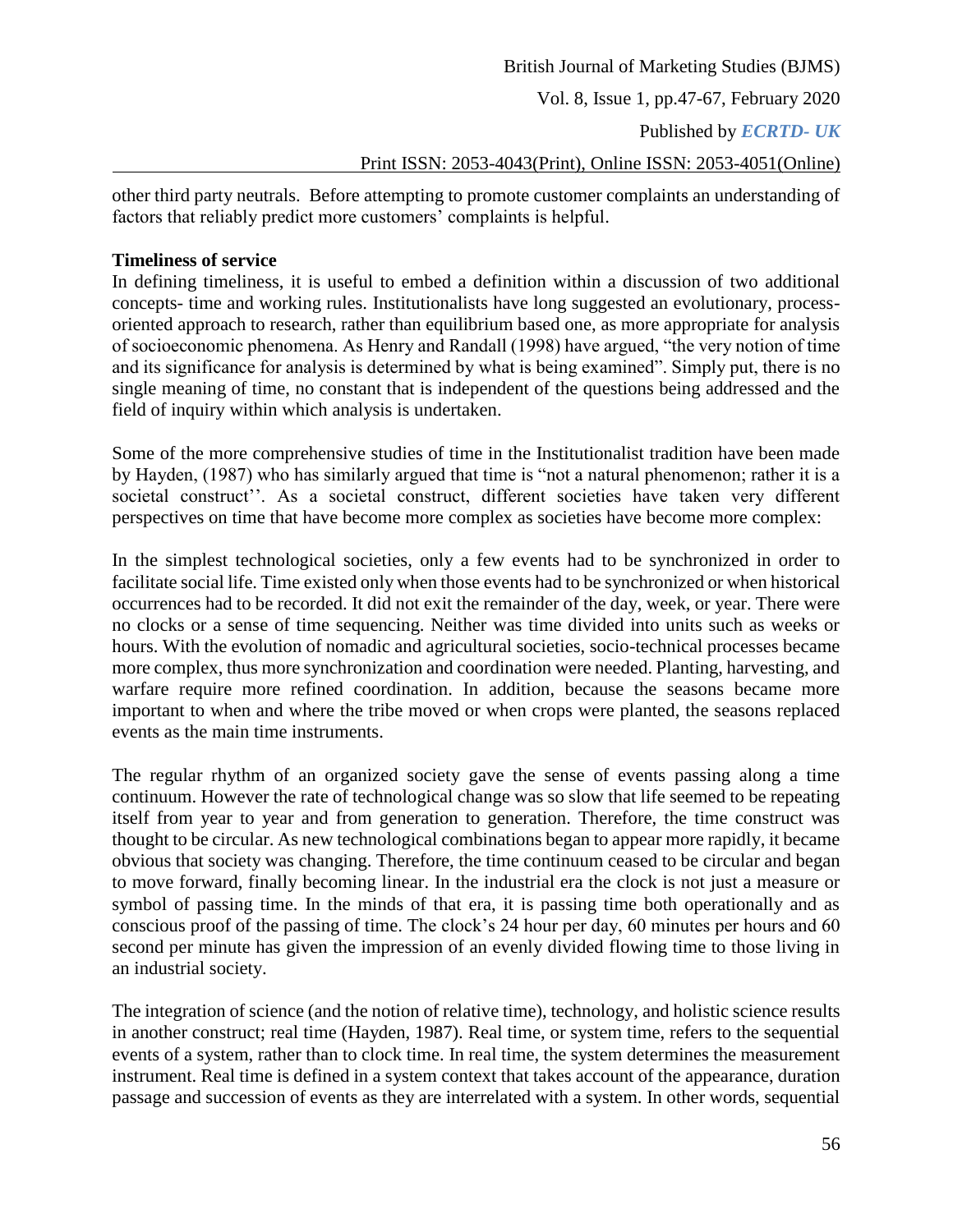other third party neutrals. Before attempting to promote customer complaints an understanding of factors that reliably predict more customers' complaints is helpful.

**Timeliness of service**

In defining timeliness, it is useful to embed a definition within a discussion of two additional concepts- time and working rules. Institutionalists have long suggested an evolutionary, process-oriented approach to research, rather than equilibrium based one, as more appropriate for analysis of socioeconomic phenomena. As Henry and Randall (1998) have argued, "the very notion of time and its significance for analysis is determined by what is being examined". Simply put, there is no single meaning of time, no constant that is independent of the questions being addressed and the field of inquiry within which analysis is undertaken.

Some of the more comprehensive studies of time in the Institutionalist tradition have been made by Hayden, (1987) who has similarly argued that time is "not a natural phenomenon; rather it is a societal construct''. As a societal construct, different societies have taken very different perspectives on time that have become more complex as societies have become more complex:

In the simplest technological societies, only a few events had to be synchronized in order to facilitate social life. Time existed only when those events had to be synchronized or when historical occurrences had to be recorded. It did not exit the remainder of the day, week, or year. There were no clocks or a sense of time sequencing. Neither was time divided into units such as weeks or hours. With the evolution of nomadic and agricultural societies, socio-technical processes became more complex, thus more synchronization and coordination were needed. Planting, harvesting, and warfare require more refined coordination. In addition, because the seasons became more important to when and where the tribe moved or when crops were planted, the seasons replaced events as the main time instruments.

The regular rhythm of an organized society gave the sense of events passing along a time continuum. However the rate of technological change was so slow that life seemed to be repeating itself from year to year and from generation to generation. Therefore, the time construct was thought to be circular. As new technological combinations began to appear more rapidly, it became obvious that society was changing. Therefore, the time continuum ceased to be circular and began to move forward, finally becoming linear. In the industrial era the clock is not just a measure or symbol of passing time. In the minds of that era, it is passing time both operationally and as conscious proof of the passing of time. The clock's 24 hour per day, 60 minutes per hours and 60 second per minute has given the impression of an evenly divided flowing time to those living in an industrial society.

The integration of science (and the notion of relative time), technology, and holistic science results in another construct; real time (Hayden, 1987). Real time, or system time, refers to the sequential events of a system, rather than to clock time. In real time, the system determines the measurement instrument. Real time is defined in a system context that takes account of the appearance, duration passage and succession of events as they are interrelated with a system. In other words, sequential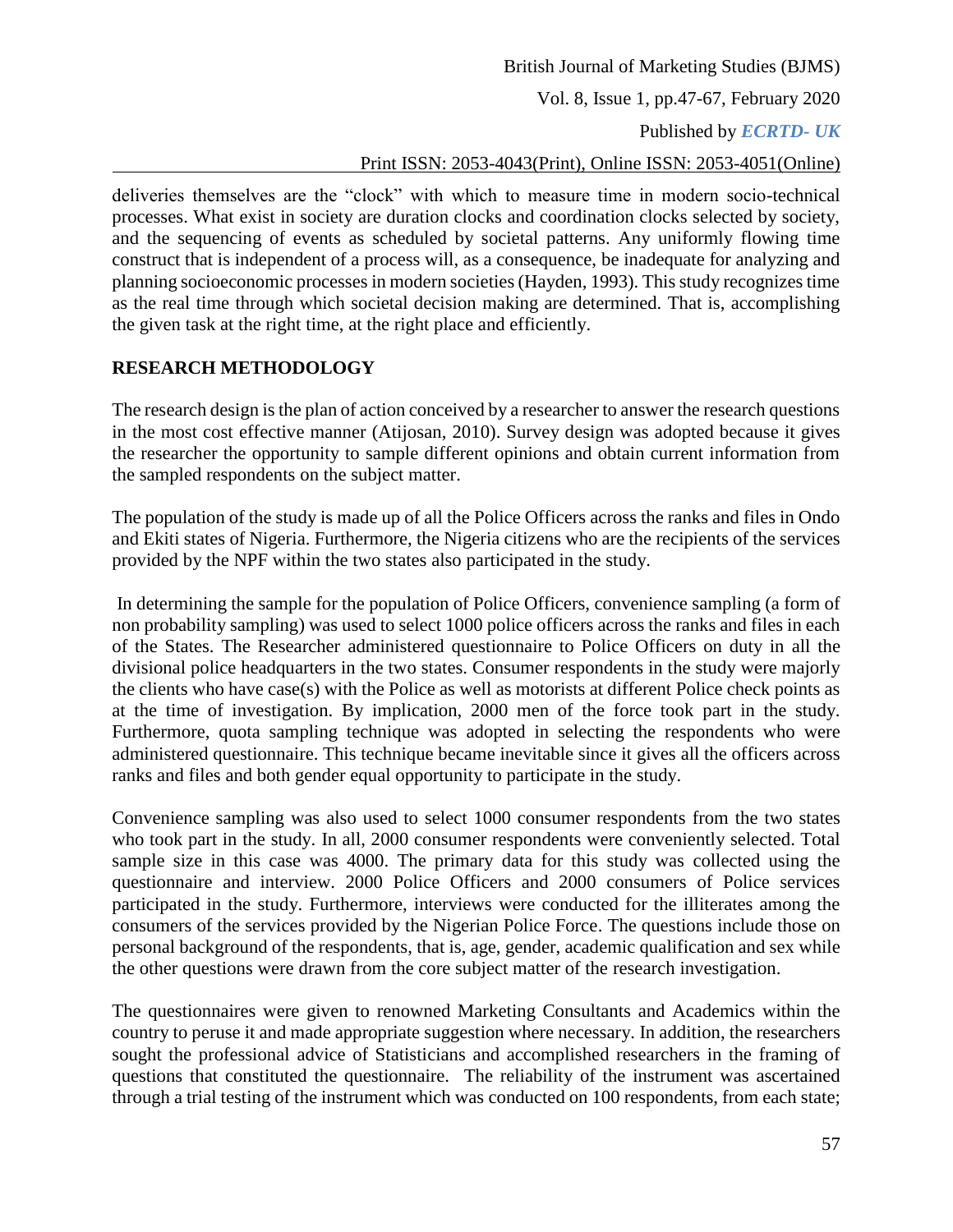deliveries themselves are the "clock" with which to measure time in modern socio-technical processes. What exist in society are duration clocks and coordination clocks selected by society, and the sequencing of events as scheduled by societal patterns. Any uniformly flowing time construct that is independent of a process will, as a consequence, be inadequate for analyzing and planning socioeconomic processes in modern societies (Hayden, 1993). This study recognizes time as the real time through which societal decision making are determined. That is, accomplishing the given task at the right time, at the right place and efficiently.

## RESEARCH METHODOLOGY

The research design is the plan of action conceived by a researcher to answer the research questions in the most cost effective manner (Atijosan, 2010). Survey design was adopted because it gives the researcher the opportunity to sample different opinions and obtain current information from the sampled respondents on the subject matter.

The population of the study is made up of all the Police Officers across the ranks and files in Ondo and Ekiti states of Nigeria. Furthermore, the Nigeria citizens who are the recipients of the services provided by the NPF within the two states also participated in the study.

In determining the sample for the population of Police Officers, convenience sampling (a form of non probability sampling) was used to select 1000 police officers across the ranks and files in each of the States. The Researcher administered questionnaire to Police Officers on duty in all the divisional police headquarters in the two states. Consumer respondents in the study were majorly the clients who have case(s) with the Police as well as motorists at different Police check points as at the time of investigation. By implication, 2000 men of the force took part in the study. Furthermore, quota sampling technique was adopted in selecting the respondents who were administered questionnaire. This technique became inevitable since it gives all the officers across ranks and files and both gender equal opportunity to participate in the study.

Convenience sampling was also used to select 1000 consumer respondents from the two states who took part in the study. In all, 2000 consumer respondents were conveniently selected. Total sample size in this case was 4000. The primary data for this study was collected using the questionnaire and interview. 2000 Police Officers and 2000 consumers of Police services participated in the study. Furthermore, interviews were conducted for the illiterates among the consumers of the services provided by the Nigerian Police Force. The questions include those on personal background of the respondents, that is, age, gender, academic qualification and sex while the other questions were drawn from the core subject matter of the research investigation.

The questionnaires were given to renowned Marketing Consultants and Academics within the country to peruse it and made appropriate suggestion where necessary. In addition, the researchers sought the professional advice of Statisticians and accomplished researchers in the framing of questions that constituted the questionnaire. The reliability of the instrument was ascertained through a trial testing of the instrument which was conducted on 100 respondents, from each state;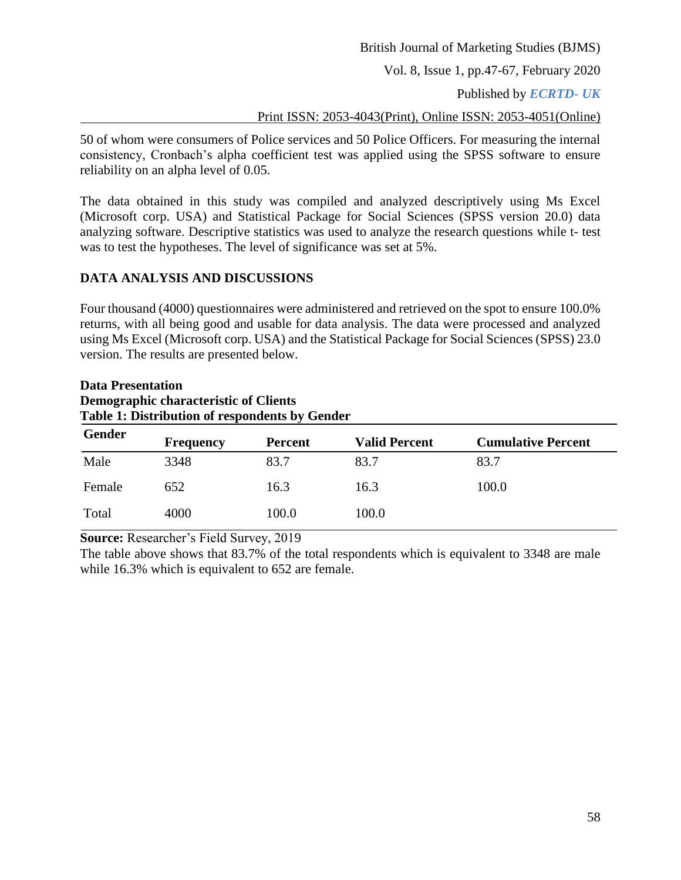50 of whom were consumers of Police services and 50 Police Officers. For measuring the internal consistency, Cronbach's alpha coefficient test was applied using the SPSS software to ensure reliability on an alpha level of 0.05.

The data obtained in this study was compiled and analyzed descriptively using Ms Excel (Microsoft corp. USA) and Statistical Package for Social Sciences (SPSS version 20.0) data analyzing software. Descriptive statistics was used to analyze the research questions while t- test was to test the hypotheses. The level of significance was set at 5%.

## DATA ANALYSIS AND DISCUSSIONS

Four thousand (4000) questionnaires were administered and retrieved on the spot to ensure 100.0% returns, with all being good and usable for data analysis. The data were processed and analyzed using Ms Excel (Microsoft corp. USA) and the Statistical Package for Social Sciences (SPSS) 23.0 version. The results are presented below.

### Data Presentation

**Demographic characteristic of Clients**

**Table 1: Distribution of respondents by Gender**

| Gender | Frequency | Percent | Valid Percent | Cumulative Percent |
|---|---|---|---|---|
| Male | 3348 | 83.7 | 83.7 | 83.7 |
| Female | 652 | 16.3 | 16.3 | 100.0 |
| Total | 4000 | 100.0 | 100.0 | |

**Source:** Researcher's Field Survey, 2019

The table above shows that 83.7% of the total respondents which is equivalent to 3348 are male while 16.3% which is equivalent to 652 are female.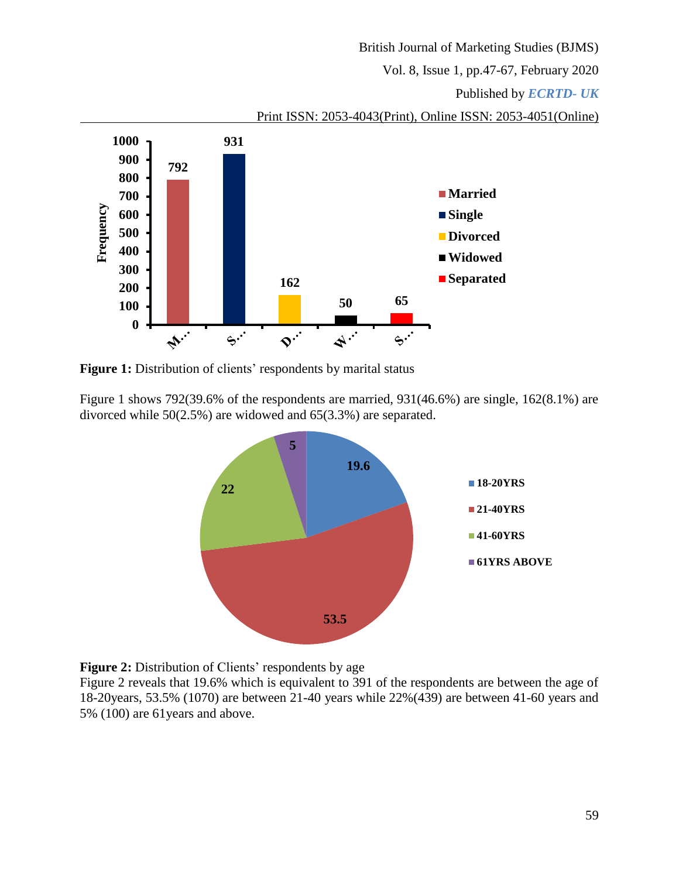**Figure 1:** Distribution of clients' respondents by marital status

Figure 1 shows 792(39.6% of the respondents are married, 931(46.6%) are single, 162(8.1%) are divorced while 50(2.5%) are widowed and 65(3.3%) are separated.

**Figure 2:** Distribution of Clients' respondents by age

Figure 2 reveals that 19.6% which is equivalent to 391 of the respondents are between the age of 18-20years, 53.5% (1070) are between 21-40 years while 22%(439) are between 41-60 years and 5% (100) are 61years and above.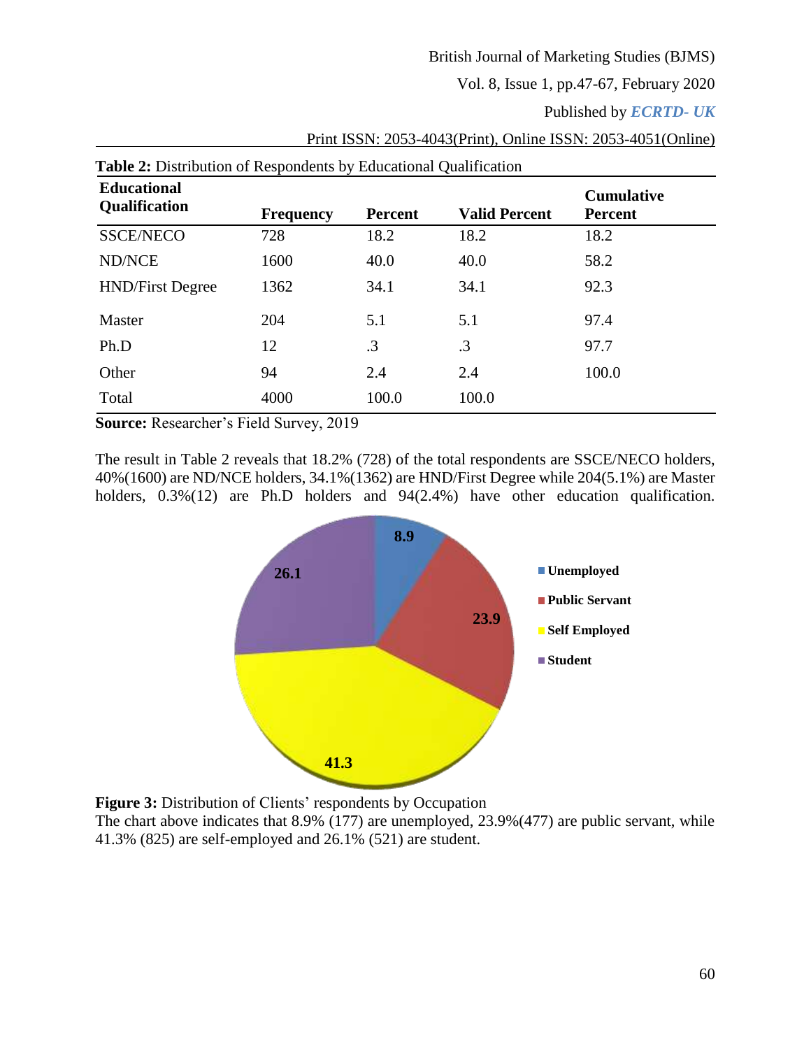**Table 2:** Distribution of Respondents by Educational Qualification

| Educational Qualification | Frequency | Percent | Valid Percent | Cumulative Percent |
|---|---|---|---|---|
| SSCE/NECO | 728 | 18.2 | 18.2 | 18.2 |
| ND/NCE | 1600 | 40.0 | 40.0 | 58.2 |
| HND/First Degree | 1362 | 34.1 | 34.1 | 92.3 |
| Master | 204 | 5.1 | 5.1 | 97.4 |
| Ph.D | 12 | .3 | .3 | 97.7 |
| Other | 94 | 2.4 | 2.4 | 100.0 |
| Total | 4000 | 100.0 | 100.0 | |

**Source:** Researcher's Field Survey, 2019

The result in Table 2 reveals that 18.2% (728) of the total respondents are SSCE/NECO holders, 40%(1600) are ND/NCE holders, 34.1%(1362) are HND/First Degree while 204(5.1%) are Master holders, 0.3%(12) are Ph.D holders and 94(2.4%) have other education qualification.

**Figure 3:** Distribution of Clients' respondents by Occupation

The chart above indicates that 8.9% (177) are unemployed, 23.9%(477) are public servant, while 41.3% (825) are self-employed and 26.1% (521) are student.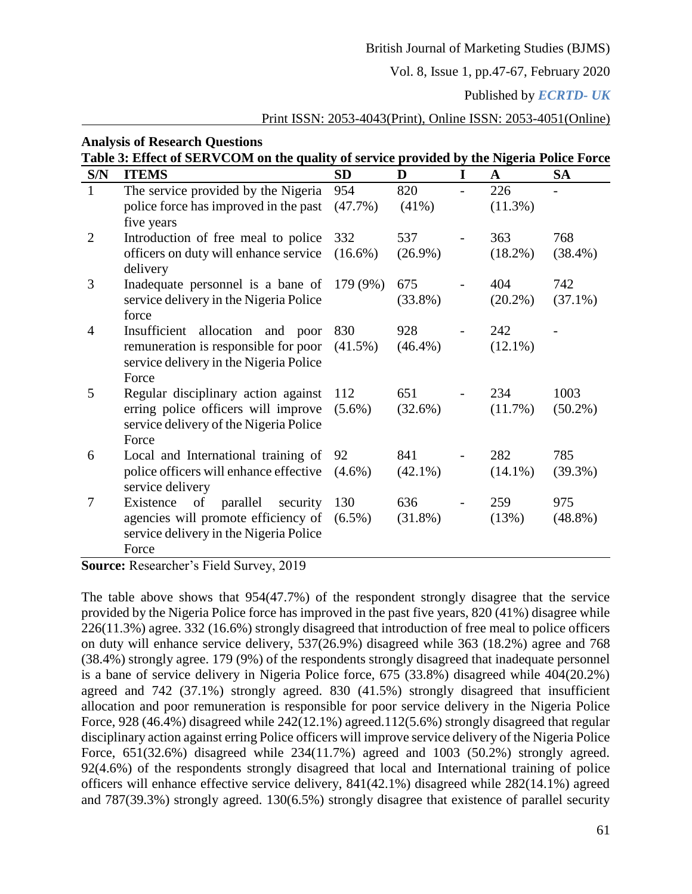**Analysis of Research Questions**

**Table 3: Effect of SERVCOM on the quality of service provided by the Nigeria Police Force**

| S/N | ITEMS | SD | D | I | A | SA |
|---|---|---|---|---|---|---|
| 1 | The service provided by the Nigeria police force has improved in the past five years | 954 (47.7%) | 820 (41%) | - | 226 (11.3%) | - |
| 2 | Introduction of free meal to police officers on duty will enhance service delivery | 332 (16.6%) | 537 (26.9%) | - | 363 (18.2%) | 768 (38.4%) |
| 3 | Inadequate personnel is a bane of service delivery in the Nigeria Police force | 179 (9%) | 675 (33.8%) | - | 404 (20.2%) | 742 (37.1%) |
| 4 | Insufficient allocation and poor remuneration is responsible for poor service delivery in the Nigeria Police Force | 830 (41.5%) | 928 (46.4%) | - | 242 (12.1%) | - |
| 5 | Regular disciplinary action against erring police officers will improve service delivery of the Nigeria Police Force | 112 (5.6%) | 651 (32.6%) | - | 234 (11.7%) | 1003 (50.2%) |
| 6 | Local and International training of police officers will enhance effective service delivery | 92 (4.6%) | 841 (42.1%) | - | 282 (14.1%) | 785 (39.3%) |
| 7 | Existence of parallel security agencies will promote efficiency of service delivery in the Nigeria Police Force | 130 (6.5%) | 636 (31.8%) | - | 259 (13%) | 975 (48.8%) |

**Source:** Researcher's Field Survey, 2019

The table above shows that 954(47.7%) of the respondent strongly disagree that the service provided by the Nigeria Police force has improved in the past five years, 820 (41%) disagree while 226(11.3%) agree. 332 (16.6%) strongly disagreed that introduction of free meal to police officers on duty will enhance service delivery, 537(26.9%) disagreed while 363 (18.2%) agree and 768 (38.4%) strongly agree. 179 (9%) of the respondents strongly disagreed that inadequate personnel is a bane of service delivery in Nigeria Police force, 675 (33.8%) disagreed while 404(20.2%) agreed and 742 (37.1%) strongly agreed. 830 (41.5%) strongly disagreed that insufficient allocation and poor remuneration is responsible for poor service delivery in the Nigeria Police Force, 928 (46.4%) disagreed while 242(12.1%) agreed.112(5.6%) strongly disagreed that regular disciplinary action against erring Police officers will improve service delivery of the Nigeria Police Force, 651(32.6%) disagreed while 234(11.7%) agreed and 1003 (50.2%) strongly agreed. 92(4.6%) of the respondents strongly disagreed that local and International training of police officers will enhance effective service delivery, 841(42.1%) disagreed while 282(14.1%) agreed and 787(39.3%) strongly agreed. 130(6.5%) strongly disagree that existence of parallel security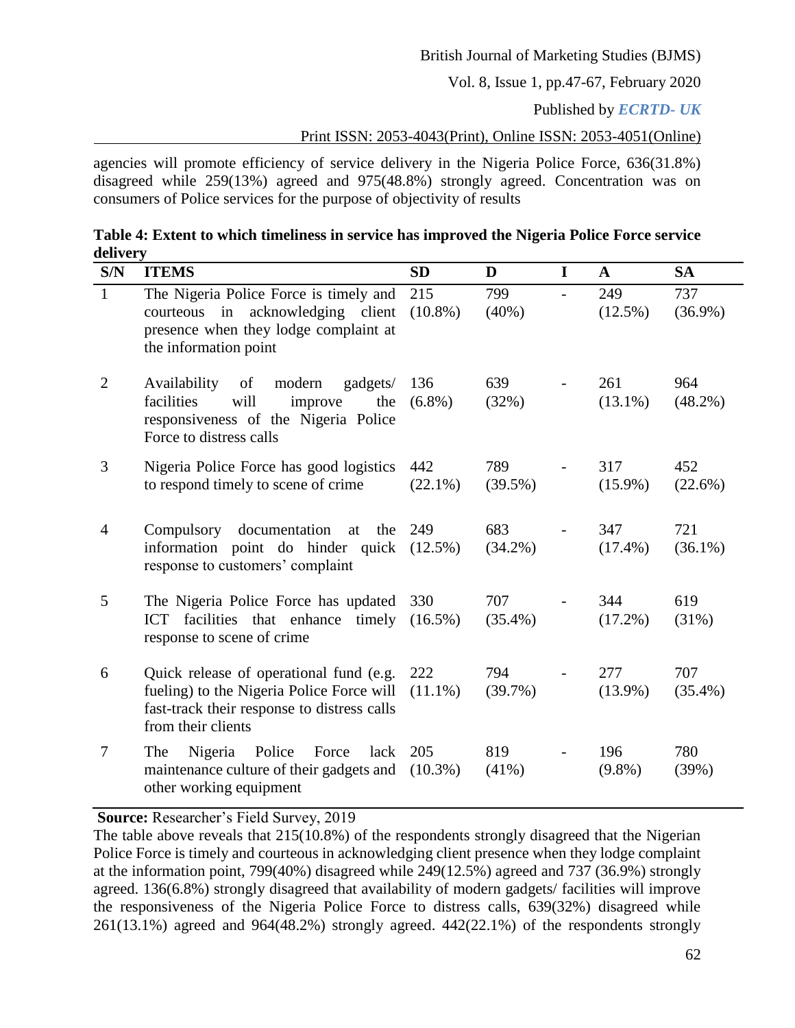agencies will promote efficiency of service delivery in the Nigeria Police Force, 636(31.8%) disagreed while 259(13%) agreed and 975(48.8%) strongly agreed. Concentration was on consumers of Police services for the purpose of objectivity of results

**Table 4: Extent to which timeliness in service has improved the Nigeria Police Force service delivery**

| S/N | ITEMS | SD | D | I | A | SA |
|---|---|---|---|---|---|---|
| 1 | The Nigeria Police Force is timely and courteous in acknowledging client presence when they lodge complaint at the information point | 215 (10.8%) | 799 (40%) | - | 249 (12.5%) | 737 (36.9%) |
| 2 | Availability of modern gadgets/ facilities will improve the responsiveness of the Nigeria Police Force to distress calls | 136 (6.8%) | 639 (32%) | - | 261 (13.1%) | 964 (48.2%) |
| 3 | Nigeria Police Force has good logistics to respond timely to scene of crime | 442 (22.1%) | 789 (39.5%) | - | 317 (15.9%) | 452 (22.6%) |
| 4 | Compulsory documentation at the information point do hinder quick response to customers' complaint | 249 (12.5%) | 683 (34.2%) | - | 347 (17.4%) | 721 (36.1%) |
| 5 | The Nigeria Police Force has updated ICT facilities that enhance timely response to scene of crime | 330 (16.5%) | 707 (35.4%) | - | 344 (17.2%) | 619 (31%) |
| 6 | Quick release of operational fund (e.g. fueling) to the Nigeria Police Force will fast-track their response to distress calls from their clients | 222 (11.1%) | 794 (39.7%) | - | 277 (13.9%) | 707 (35.4%) |
| 7 | The Nigeria Police Force lack maintenance culture of their gadgets and other working equipment | 205 (10.3%) | 819 (41%) | - | 196 (9.8%) | 780 (39%) |

**Source:** Researcher's Field Survey, 2019

The table above reveals that 215(10.8%) of the respondents strongly disagreed that the Nigerian Police Force is timely and courteous in acknowledging client presence when they lodge complaint at the information point, 799(40%) disagreed while 249(12.5%) agreed and 737 (36.9%) strongly agreed. 136(6.8%) strongly disagreed that availability of modern gadgets/ facilities will improve the responsiveness of the Nigeria Police Force to distress calls, 639(32%) disagreed while 261(13.1%) agreed and 964(48.2%) strongly agreed. 442(22.1%) of the respondents strongly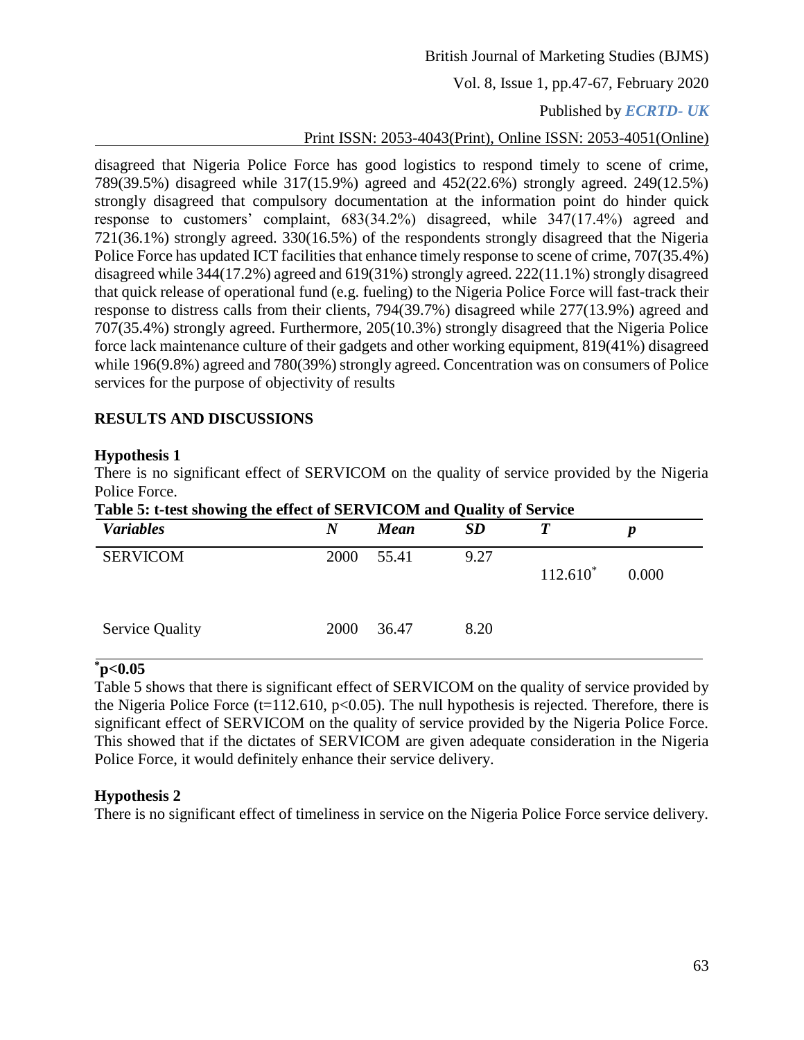disagreed that Nigeria Police Force has good logistics to respond timely to scene of crime, 789(39.5%) disagreed while 317(15.9%) agreed and 452(22.6%) strongly agreed. 249(12.5%) strongly disagreed that compulsory documentation at the information point do hinder quick response to customers' complaint, 683(34.2%) disagreed, while 347(17.4%) agreed and 721(36.1%) strongly agreed. 330(16.5%) of the respondents strongly disagreed that the Nigeria Police Force has updated ICT facilities that enhance timely response to scene of crime, 707(35.4%) disagreed while 344(17.2%) agreed and 619(31%) strongly agreed. 222(11.1%) strongly disagreed that quick release of operational fund (e.g. fueling) to the Nigeria Police Force will fast-track their response to distress calls from their clients, 794(39.7%) disagreed while 277(13.9%) agreed and 707(35.4%) strongly agreed. Furthermore, 205(10.3%) strongly disagreed that the Nigeria Police force lack maintenance culture of their gadgets and other working equipment, 819(41%) disagreed while 196(9.8%) agreed and 780(39%) strongly agreed. Concentration was on consumers of Police services for the purpose of objectivity of results

## RESULTS AND DISCUSSIONS

### Hypothesis 1

There is no significant effect of SERVICOM on the quality of service provided by the Nigeria Police Force.

**Table 5: t-test showing the effect of SERVICOM and Quality of Service**

| *Variables* | *N* | *Mean* | *SD* | *T* | *p* |
|---|---|---|---|---|---|
| SERVICOM | 2000 | 55.41 | 9.27 | $112.610^{*}$ | 0.000 |
| Service Quality | 2000 | 36.47 | 8.20 | | |

**$^{*}p<0.05$**

Table 5 shows that there is significant effect of SERVICOM on the quality of service provided by the Nigeria Police Force ($t=112.610$, $p<0.05$). The null hypothesis is rejected. Therefore, there is significant effect of SERVICOM on the quality of service provided by the Nigeria Police Force. This showed that if the dictates of SERVICOM are given adequate consideration in the Nigeria Police Force, it would definitely enhance their service delivery.

### Hypothesis 2

There is no significant effect of timeliness in service on the Nigeria Police Force service delivery.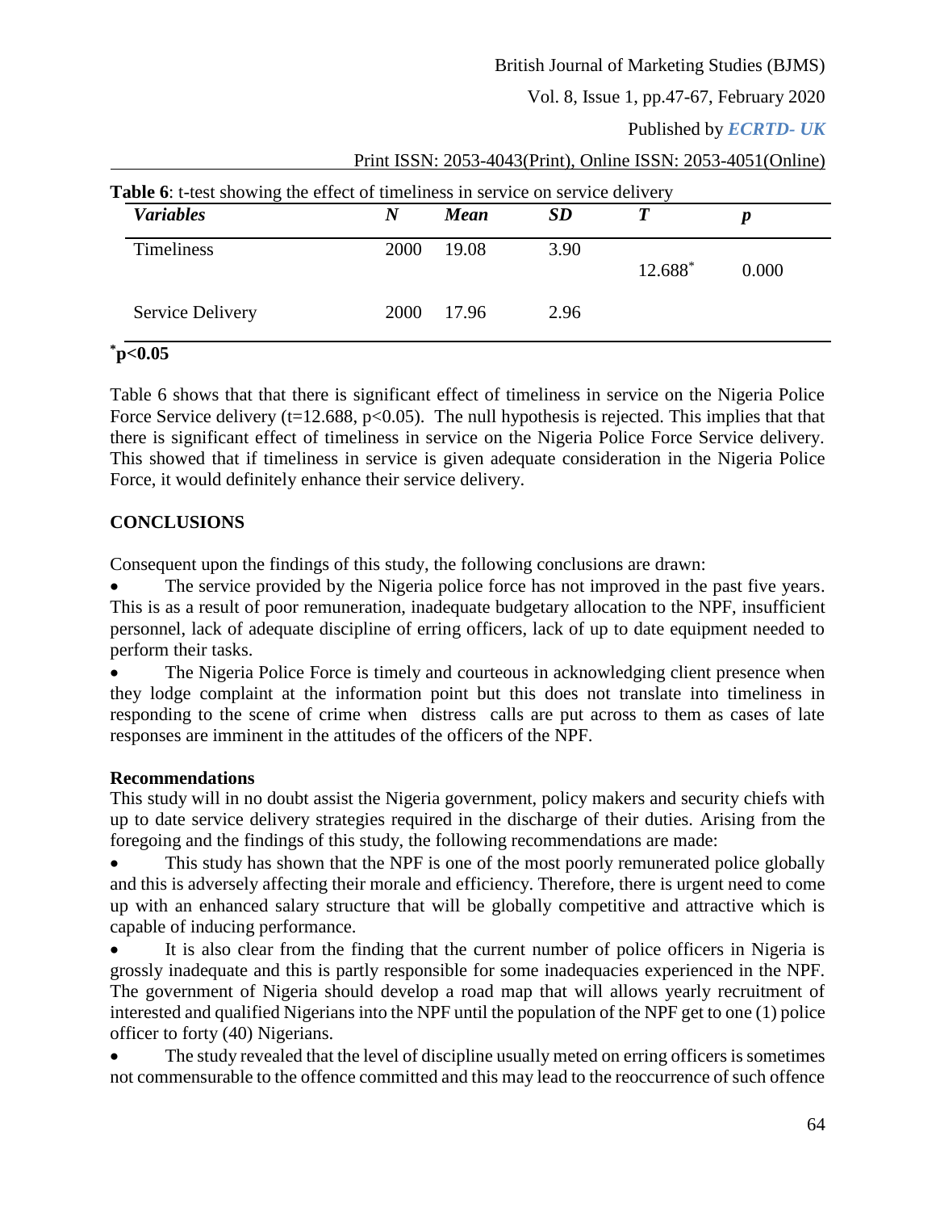**Table 6**: t-test showing the effect of timeliness in service on service delivery

| *Variables* | *N* | *Mean* | *SD* | *T* | *p* |
|---|---|---|---|---|---|
| Timeliness | 2000 | 19.08 | 3.90 | 12.688* | 0.000 |
| Service Delivery | 2000 | 17.96 | 2.96 | | |

**\*p<0.05**

Table 6 shows that that there is significant effect of timeliness in service on the Nigeria Police Force Service delivery (t=12.688, $p<0.05$). The null hypothesis is rejected. This implies that that there is significant effect of timeliness in service on the Nigeria Police Force Service delivery. This showed that if timeliness in service is given adequate consideration in the Nigeria Police Force, it would definitely enhance their service delivery.

## CONCLUSIONS

Consequent upon the findings of this study, the following conclusions are drawn:

- The service provided by the Nigeria police force has not improved in the past five years. This is as a result of poor remuneration, inadequate budgetary allocation to the NPF, insufficient personnel, lack of adequate discipline of erring officers, lack of up to date equipment needed to perform their tasks.
- The Nigeria Police Force is timely and courteous in acknowledging client presence when they lodge complaint at the information point but this does not translate into timeliness in responding to the scene of crime when distress calls are put across to them as cases of late responses are imminent in the attitudes of the officers of the NPF.

### Recommendations

This study will in no doubt assist the Nigeria government, policy makers and security chiefs with up to date service delivery strategies required in the discharge of their duties. Arising from the foregoing and the findings of this study, the following recommendations are made:

- This study has shown that the NPF is one of the most poorly remunerated police globally and this is adversely affecting their morale and efficiency. Therefore, there is urgent need to come up with an enhanced salary structure that will be globally competitive and attractive which is capable of inducing performance.
- It is also clear from the finding that the current number of police officers in Nigeria is grossly inadequate and this is partly responsible for some inadequacies experienced in the NPF. The government of Nigeria should develop a road map that will allows yearly recruitment of interested and qualified Nigerians into the NPF until the population of the NPF get to one (1) police officer to forty (40) Nigerians.
- The study revealed that the level of discipline usually meted on erring officers is sometimes not commensurable to the offence committed and this may lead to the reoccurrence of such offence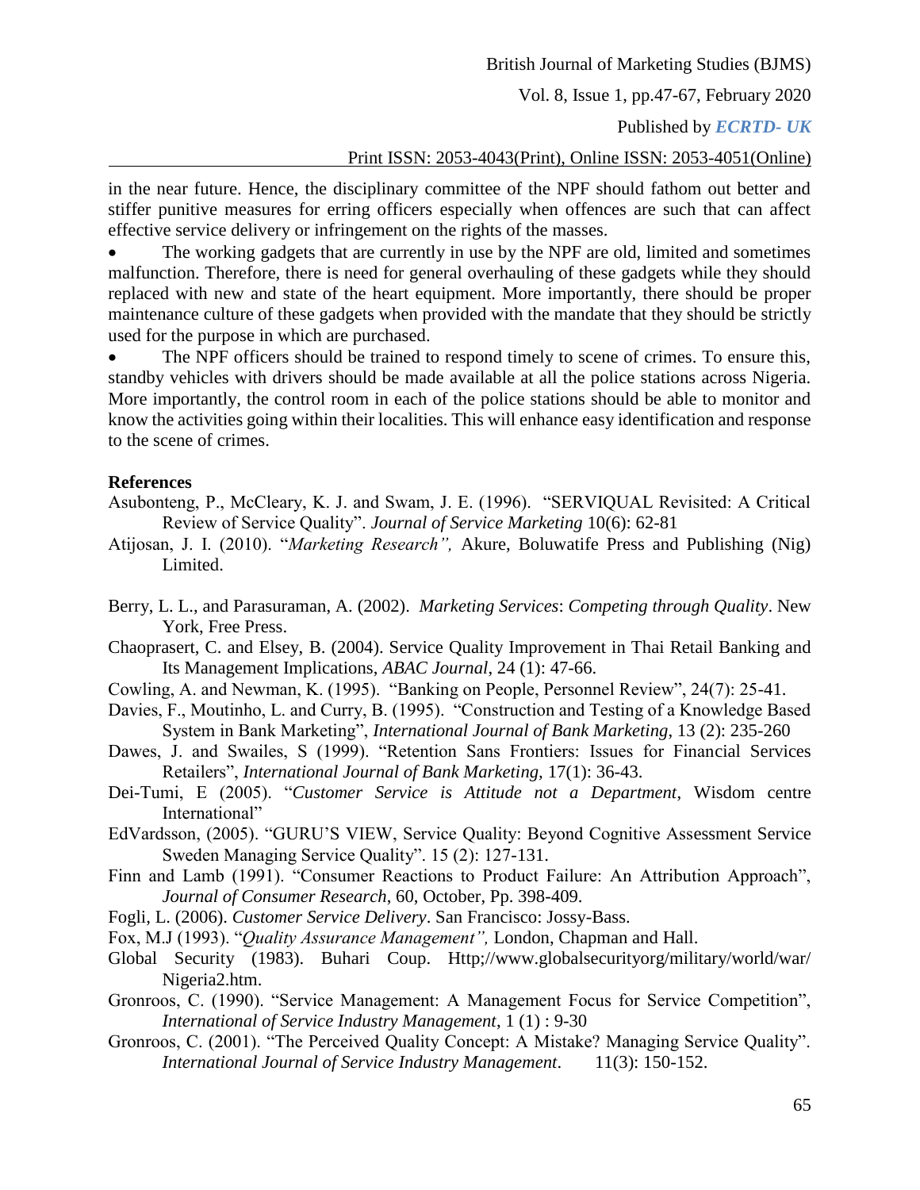in the near future. Hence, the disciplinary committee of the NPF should fathom out better and stiffer punitive measures for erring officers especially when offences are such that can affect effective service delivery or infringement on the rights of the masses.

- The working gadgets that are currently in use by the NPF are old, limited and sometimes malfunction. Therefore, there is need for general overhauling of these gadgets while they should replaced with new and state of the heart equipment. More importantly, there should be proper maintenance culture of these gadgets when provided with the mandate that they should be strictly used for the purpose in which are purchased.
- The NPF officers should be trained to respond timely to scene of crimes. To ensure this, standby vehicles with drivers should be made available at all the police stations across Nigeria. More importantly, the control room in each of the police stations should be able to monitor and know the activities going within their localities. This will enhance easy identification and response to the scene of crimes.

**References**

Asubonteng, P., McCleary, K. J. and Swam, J. E. (1996). "SERVIQUAL Revisited: A Critical Review of Service Quality". *Journal of Service Marketing* 10(6): 62-81

Atijosan, J. I. (2010). "*Marketing Research",* Akure, Boluwatife Press and Publishing (Nig) Limited.

Berry, L. L., and Parasuraman, A. (2002). *Marketing Services*: *Competing through Quality*. New York, Free Press.

Chaoprasert, C. and Elsey, B. (2004). Service Quality Improvement in Thai Retail Banking and Its Management Implications, *ABAC Journal*, 24 (1): 47-66.

Cowling, A. and Newman, K. (1995). "Banking on People, Personnel Review", 24(7): 25-41.

Davies, F., Moutinho, L. and Curry, B. (1995). "Construction and Testing of a Knowledge Based System in Bank Marketing", *International Journal of Bank Marketing*, 13 (2): 235-260

Dawes, J. and Swailes, S (1999). "Retention Sans Frontiers: Issues for Financial Services Retailers", *International Journal of Bank Marketing,* 17(1): 36-43.

Dei-Tumi, E (2005). "*Customer Service is Attitude not a Department*, Wisdom centre International"

EdVardsson, (2005). "GURU'S VIEW, Service Quality: Beyond Cognitive Assessment Service Sweden Managing Service Quality". 15 (2): 127-131.

Finn and Lamb (1991). "Consumer Reactions to Product Failure: An Attribution Approach", *Journal of Consumer Research*, 60, October, Pp. 398-409.

Fogli, L. (2006). *Customer Service Delivery*. San Francisco: Jossy-Bass.

Fox, M.J (1993). "*Quality Assurance Management",* London, Chapman and Hall.

Global Security (1983). Buhari Coup. Http;//www.globalsecurityorg/military/world/war/ Nigeria2.htm.

Gronroos, C. (1990). "Service Management: A Management Focus for Service Competition", *International of Service Industry Management*, 1 (1) : 9-30

Gronroos, C. (2001). "The Perceived Quality Concept: A Mistake? Managing Service Quality". *International Journal of Service Industry Management*. 11(3): 150-152.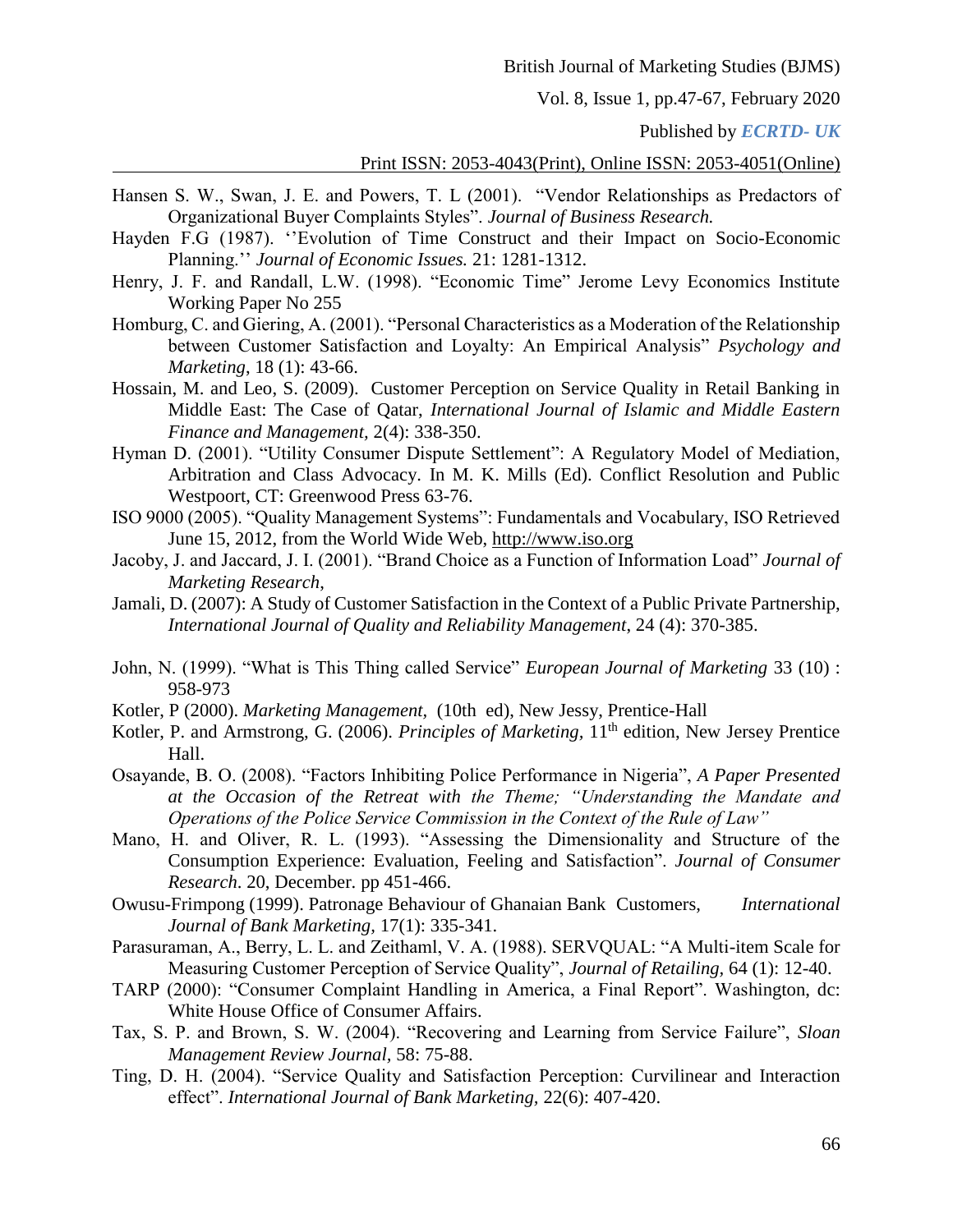Hansen S. W., Swan, J. E. and Powers, T. L (2001). "Vendor Relationships as Predactors of Organizational Buyer Complaints Styles". *Journal of Business Research.*

Hayden F.G (1987). ''Evolution of Time Construct and their Impact on Socio-Economic Planning.'' *Journal of Economic Issues.* 21: 1281-1312.

Henry, J. F. and Randall, L.W. (1998). "Economic Time" Jerome Levy Economics Institute Working Paper No 255

Homburg, C. and Giering, A. (2001). "Personal Characteristics as a Moderation of the Relationship between Customer Satisfaction and Loyalty: An Empirical Analysis" *Psychology and Marketing*, 18 (1): 43-66.

Hossain, M. and Leo, S. (2009). Customer Perception on Service Quality in Retail Banking in Middle East: The Case of Qatar, *International Journal of Islamic and Middle Eastern Finance and Management,* 2(4): 338-350.

Hyman D. (2001). "Utility Consumer Dispute Settlement": A Regulatory Model of Mediation, Arbitration and Class Advocacy. In M. K. Mills (Ed). Conflict Resolution and Public Westpoort, CT: Greenwood Press 63-76.

ISO 9000 (2005). "Quality Management Systems": Fundamentals and Vocabulary, ISO Retrieved June 15, 2012, from the World Wide Web, http://www.iso.org

Jacoby, J. and Jaccard, J. I. (2001). "Brand Choice as a Function of Information Load" *Journal of Marketing Research*,

Jamali, D. (2007): A Study of Customer Satisfaction in the Context of a Public Private Partnership, *International Journal of Quality and Reliability Management*, 24 (4): 370-385.

John, N. (1999). "What is This Thing called Service" *European Journal of Marketing* 33 (10) : 958-973

Kotler, P (2000). *Marketing Management,* (10th ed), New Jessy, Prentice-Hall

Kotler, P. and Armstrong, G. (2006). *Principles of Marketing,* 11th edition, New Jersey Prentice Hall.

Osayande, B. O. (2008). "Factors Inhibiting Police Performance in Nigeria", *A Paper Presented at the Occasion of the Retreat with the Theme; "Understanding the Mandate and Operations of the Police Service Commission in the Context of the Rule of Law"*

Mano, H. and Oliver, R. L. (1993). "Assessing the Dimensionality and Structure of the Consumption Experience: Evaluation, Feeling and Satisfaction". *Journal of Consumer Research.* 20, December. pp 451-466.

Owusu-Frimpong (1999). Patronage Behaviour of Ghanaian Bank Customers, *International Journal of Bank Marketing,* 17(1): 335-341.

Parasuraman, A., Berry, L. L. and Zeithaml, V. A. (1988). SERVQUAL: "A Multi-item Scale for Measuring Customer Perception of Service Quality", *Journal of Retailing,* 64 (1): 12-40.

TARP (2000): "Consumer Complaint Handling in America, a Final Report". Washington, dc: White House Office of Consumer Affairs.

Tax, S. P. and Brown, S. W. (2004). "Recovering and Learning from Service Failure", *Sloan Management Review Journal,* 58: 75-88.

Ting, D. H. (2004). "Service Quality and Satisfaction Perception: Curvilinear and Interaction effect". *International Journal of Bank Marketing,* 22(6): 407-420.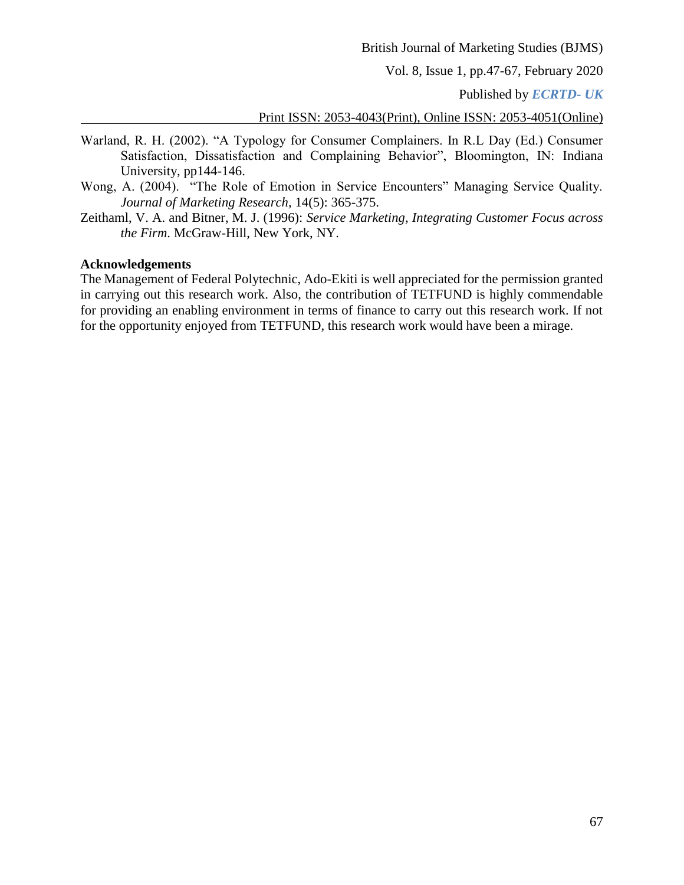Warland, R. H. (2002). "A Typology for Consumer Complainers. In R.L Day (Ed.) Consumer Satisfaction, Dissatisfaction and Complaining Behavior", Bloomington, IN: Indiana University, pp144-146.

Wong, A. (2004). "The Role of Emotion in Service Encounters" Managing Service Quality. *Journal of Marketing Research*, 14(5): 365-375.

Zeithaml, V. A. and Bitner, M. J. (1996): *Service Marketing, Integrating Customer Focus across the Firm*. McGraw-Hill, New York, NY.

**Acknowledgements**

The Management of Federal Polytechnic, Ado-Ekiti is well appreciated for the permission granted in carrying out this research work. Also, the contribution of TETFUND is highly commendable for providing an enabling environment in terms of finance to carry out this research work. If not for the opportunity enjoyed from TETFUND, this research work would have been a mirage.